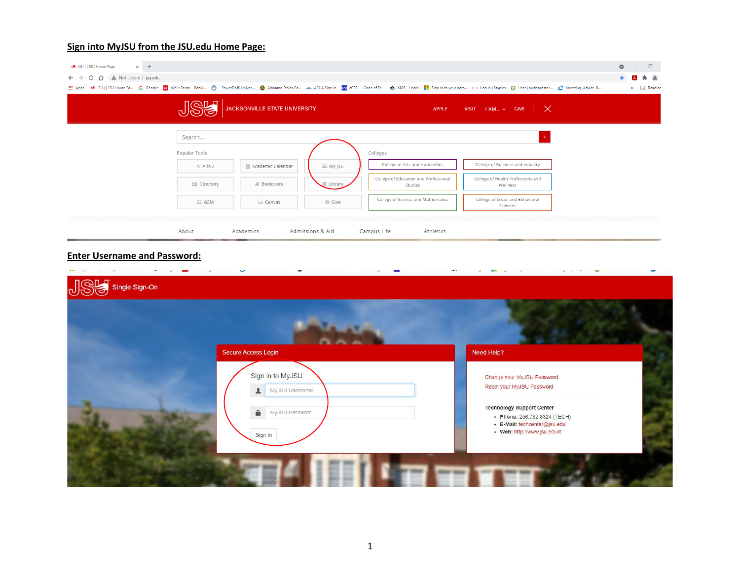## Sign into MyJSU from the JSU.edu Home Page:

JSU | | JSU Home Page

Not secure | jsu.edu

JACKSONVILLE STATE UNIVERSITY

APPLY VISIT I AM... GIVE

Search...

Popular Tools

A to Z | Academic Calendar | My JSU

Directory | Bookstore | Library

GEM | Canvas | Give

Colleges

College of Arts and Humanities | College of Business and Industry

College of Education and Professional Studies | College of Health Professions and Wellness

College of Science and Mathematics | College of Social and Behavioral Sciences

About Academics Admissions & Aid Campus Life Athletics

## Enter Username and Password:

Single Sign-On

**Secure Access Login**

Sign In to MyJSU

MyJSU Username

MyJSU Password

Sign In

**Need Help?**

Change your MyJSU Password

Reset your MyJSU Password

**Technology Support Center**

- **Phone:** 256.782.8324 (TECH)
- **E-Mail:** techcenter@jsu.edu
- **Web:** http://www.jsu.edu/it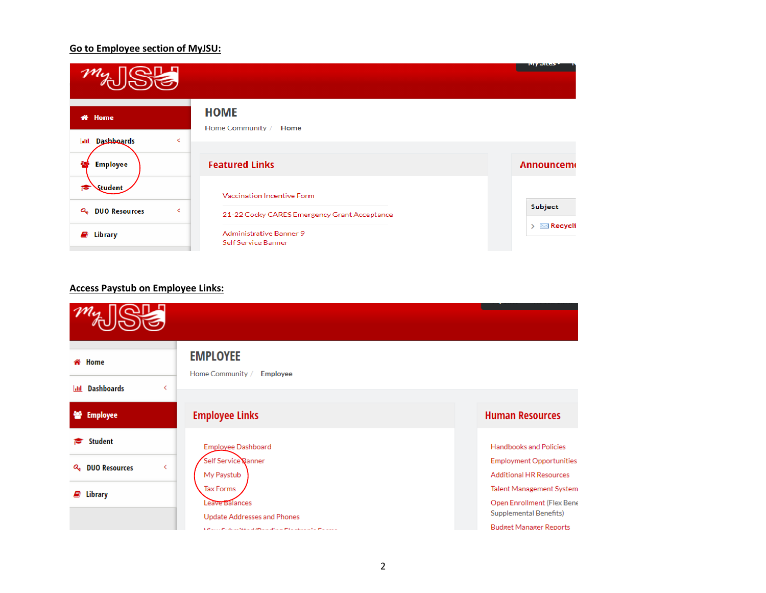**Go to Employee section of MyJSU:**

myJSU

- Home
- Dashboards
- Employee
- Student
- DUO Resources
- Library

HOME

Home Community / Home

Featured Links

Vaccination Incentive Form

21-22 Cocky CARES Emergency Grant Acceptance

Administrative Banner 9
Self Service Banner

Announcem

Subject

Recycli

**Access Paystub on Employee Links:**

myJSU

- Home
- Dashboards
- Employee
- Student
- DUO Resources
- Library

EMPLOYEE

Home Community / Employee

Employee Links

Employee Dashboard
Self Service Banner
My Paystub
Tax Forms
Leave Balances
Update Addresses and Phones

Human Resources

Handbooks and Policies
Employment Opportunities
Additional HR Resources
Talent Management System
Open Enrollment (Flex Bene
Supplemental Benefits)
Budget Manager Reports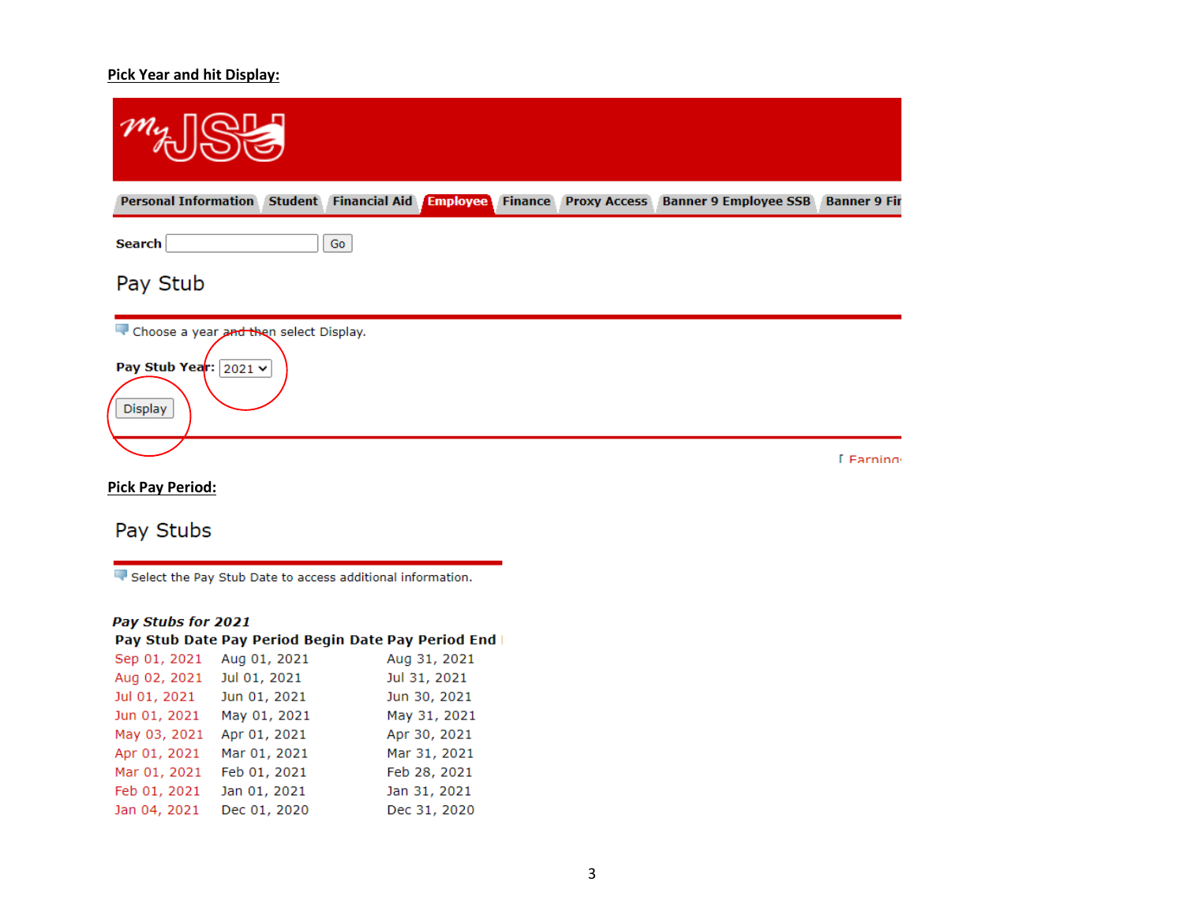**Pick Year and hit Display:**

Personal Information | Student | Financial Aid | Employee | Finance | Proxy Access | Banner 9 Employee SSB | Banner 9 Fir

Search Go

## Pay Stub

Choose a year and then select Display.

**Pay Stub Year:** 2021

Display

[ Earning

**Pick Pay Period:**

## Pay Stubs

Select the Pay Stub Date to access additional information.

***Pay Stubs for 2021***

| Pay Stub Date | Pay Period Begin Date | Pay Period End |
|---|---|---|
| Sep 01, 2021 | Aug 01, 2021 | Aug 31, 2021 |
| Aug 02, 2021 | Jul 01, 2021 | Jul 31, 2021 |
| Jul 01, 2021 | Jun 01, 2021 | Jun 30, 2021 |
| Jun 01, 2021 | May 01, 2021 | May 31, 2021 |
| May 03, 2021 | Apr 01, 2021 | Apr 30, 2021 |
| Apr 01, 2021 | Mar 01, 2021 | Mar 31, 2021 |
| Mar 01, 2021 | Feb 01, 2021 | Feb 28, 2021 |
| Feb 01, 2021 | Jan 01, 2021 | Jan 31, 2021 |
| Jan 04, 2021 | Dec 01, 2020 | Dec 31, 2020 |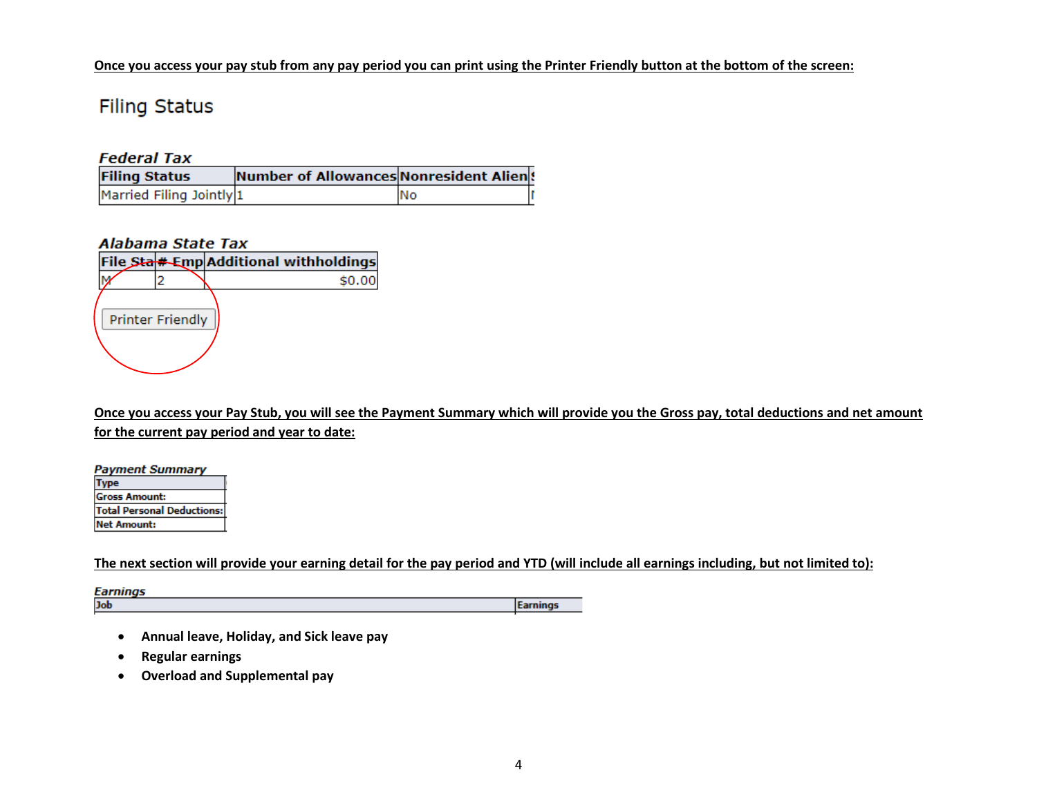**Once you access your pay stub from any pay period you can print using the Printer Friendly button at the bottom of the screen:**

## Filing Status

### *Federal Tax*

| Filing Status | Number of Allowances | Nonresident Alien | S |
|---|---|---|---|
| Married Filing Jointly | 1 | No | N |

### *Alabama State Tax*

| File Sta | # Emp | Additional withholdings |
|---|---|---|
| M | 2 | $0.00 |

Printer Friendly

**Once you access your Pay Stub, you will see the Payment Summary which will provide you the Gross pay, total deductions and net amount for the current pay period and year to date:**

*Payment Summary*

| Type |
|---|
| Gross Amount: |
| Total Personal Deductions: |
| Net Amount: |

**The next section will provide your earning detail for the pay period and YTD (will include all earnings including, but not limited to):**

*Earnings*

| Job | Earnings |
|---|---|

- **Annual leave, Holiday, and Sick leave pay**
- **Regular earnings**
- **Overload and Supplemental pay**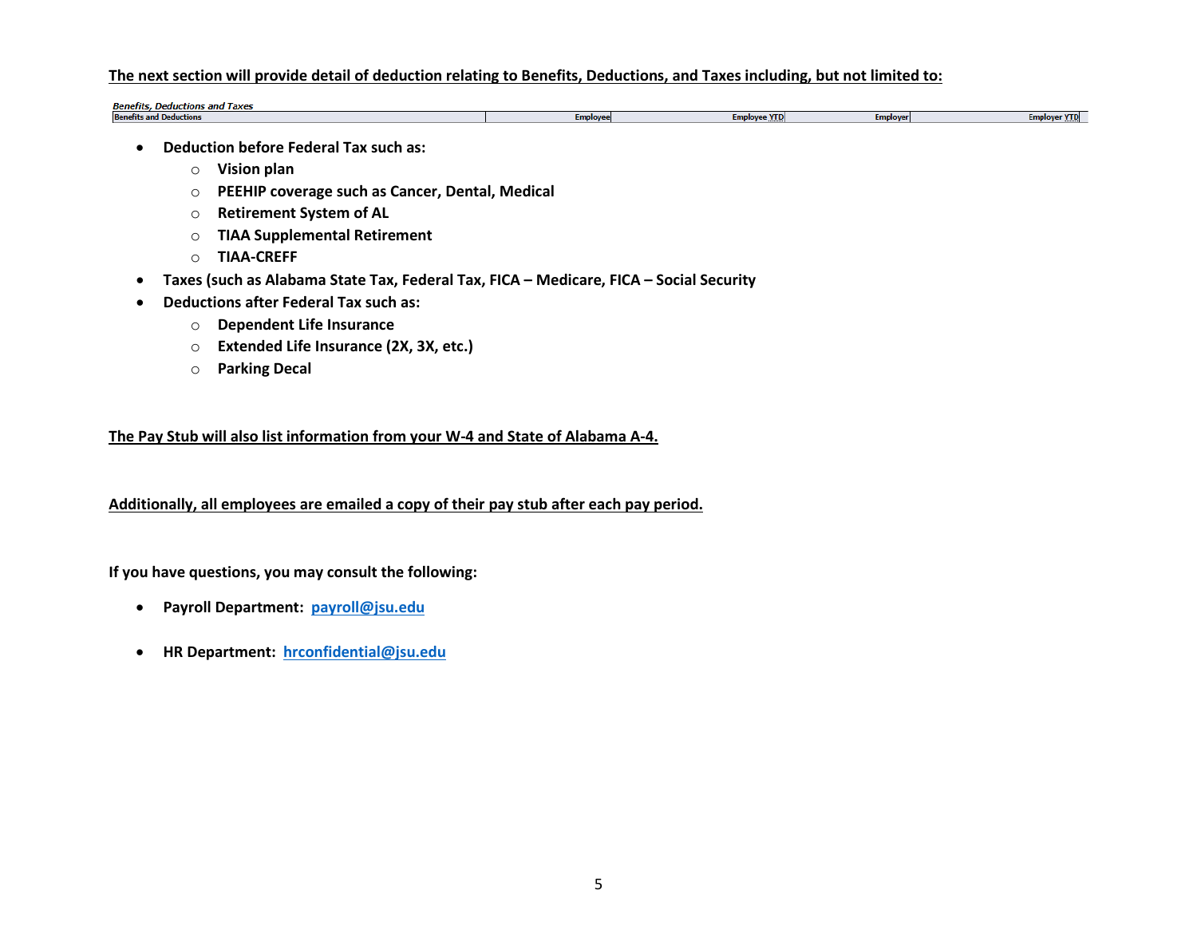**The next section will provide detail of deduction relating to Benefits, Deductions, and Taxes including, but not limited to:**

*Benefits, Deductions and Taxes*

| Benefits and Deductions | Employee | Employee YTD | Employer | Employer YTD |
|---|---|---|---|---|

- **Deduction before Federal Tax such as:**
  - **Vision plan**
  - **PEEHIP coverage such as Cancer, Dental, Medical**
  - **Retirement System of AL**
  - **TIAA Supplemental Retirement**
  - **TIAA-CREFF**
- **Taxes (such as Alabama State Tax, Federal Tax, FICA – Medicare, FICA – Social Security**
- **Deductions after Federal Tax such as:**
  - **Dependent Life Insurance**
  - **Extended Life Insurance (2X, 3X, etc.)**
  - **Parking Decal**

**The Pay Stub will also list information from your W-4 and State of Alabama A-4.**

**Additionally, all employees are emailed a copy of their pay stub after each pay period.**

**If you have questions, you may consult the following:**

- **Payroll Department:** payroll@jsu.edu
- **HR Department:** hrconfidential@jsu.edu